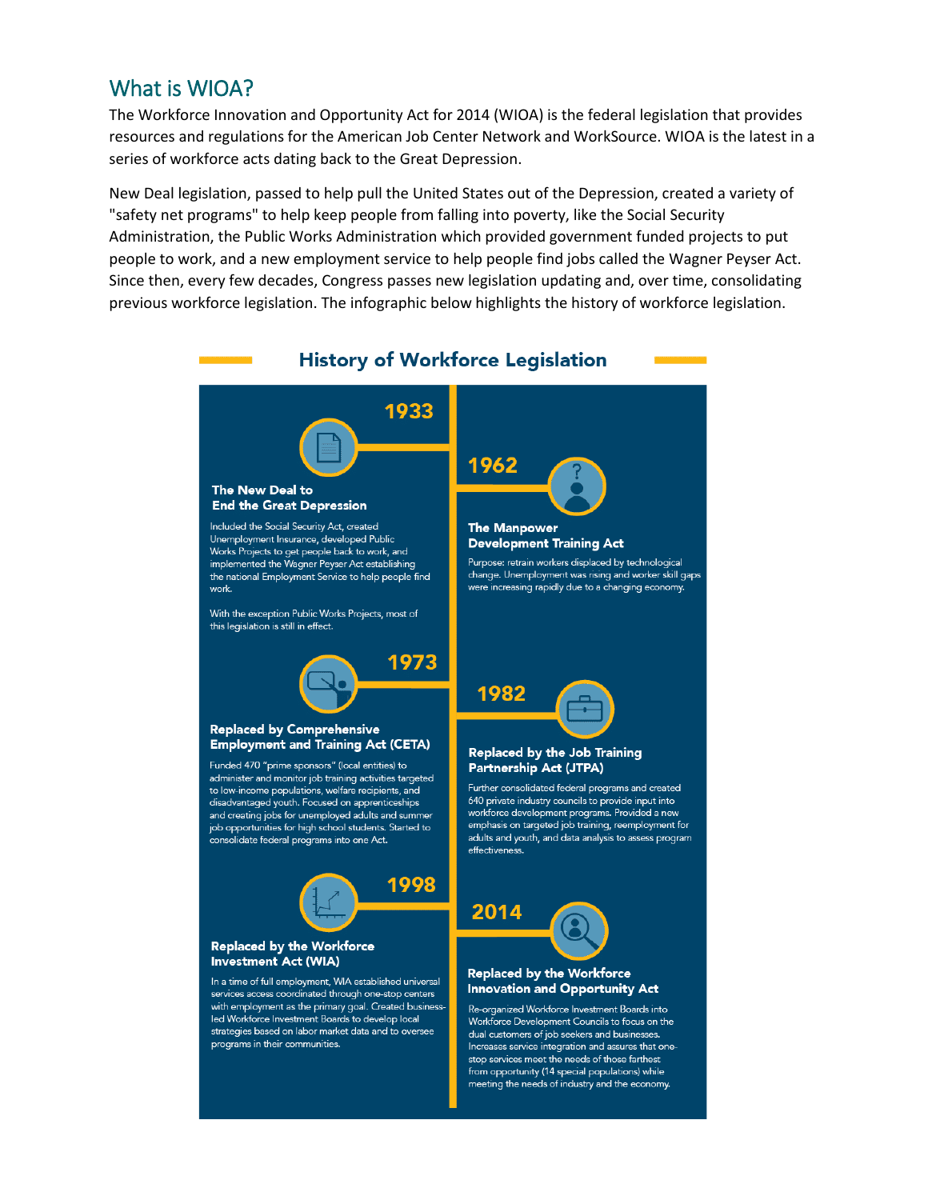## What is WIOA?

The Workforce Innovation and Opportunity Act for 2014 (WIOA) is the federal legislation that provides resources and regulations for the American Job Center Network and WorkSource. WIOA is the latest in a series of workforce acts dating back to the Great Depression.

New Deal legislation, passed to help pull the United States out of the Depression, created a variety of "safety net programs" to help keep people from falling into poverty, like the Social Security Administration, the Public Works Administration which provided government funded projects to put people to work, and a new employment service to help people find jobs called the Wagner Peyser Act. Since then, every few decades, Congress passes new legislation updating and, over time, consolidating previous workforce legislation. The infographic below highlights the history of workforce legislation.

### History of Workforce Legislation

**1933**

**The New Deal to End the Great Depression**

Included the Social Security Act, created Unemployment Insurance, developed Public Works Projects to get people back to work, and implemented the Wagner Peyser Act establishing the national Employment Service to help people find work.

With the exception Public Works Projects, most of this legislation is still in effect.

**1962**

**The Manpower Development Training Act**

Purpose: retrain workers displaced by technological change. Unemployment was rising and worker skill gaps were increasing rapidly due to a changing economy.

**1973**

**Replaced by Comprehensive Employment and Training Act (CETA)**

Funded 470 "prime sponsors" (local entities) to administer and monitor job training activities targeted to low-income populations, welfare recipients, and disadvantaged youth. Focused on apprenticeships and creating jobs for unemployed adults and summer job opportunities for high school students. Started to consolidate federal programs into one Act.

**1982**

**Replaced by the Job Training Partnership Act (JTPA)**

Further consolidated federal programs and created 640 private industry councils to provide input into workforce development programs. Provided a new emphasis on targeted job training, reemployment for adults and youth, and data analysis to assess program effectiveness.

**1998**

**Replaced by the Workforce Investment Act (WIA)**

In a time of full employment, WIA established universal services access coordinated through one-stop centers with employment as the primary goal. Created business-led Workforce Investment Boards to develop local strategies based on labor market data and to oversee programs in their communities.

**2014**

**Replaced by the Workforce Innovation and Opportunity Act**

Re-organized Workforce Investment Boards into Workforce Development Councils to focus on the dual customers of job seekers and businesses. Increases service integration and assures that one-stop services meet the needs of those farthest from opportunity (14 special populations) while meeting the needs of industry and the economy.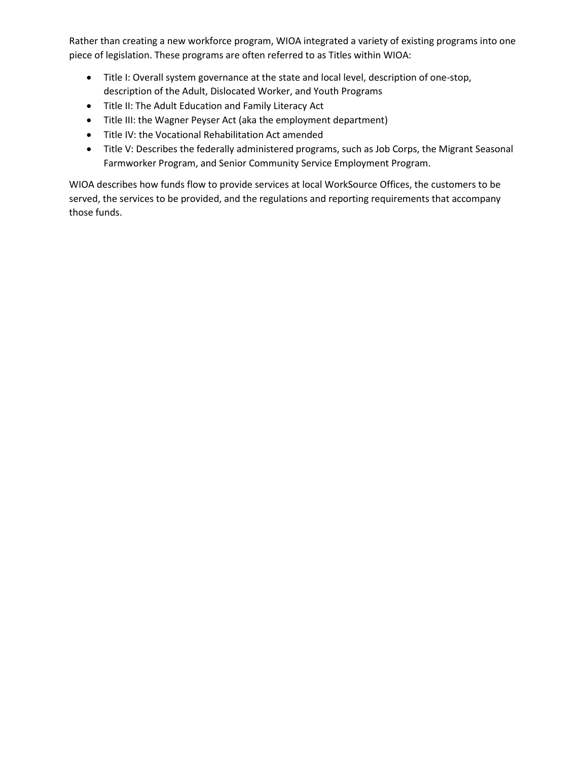Rather than creating a new workforce program, WIOA integrated a variety of existing programs into one piece of legislation. These programs are often referred to as Titles within WIOA:

- Title I: Overall system governance at the state and local level, description of one-stop, description of the Adult, Dislocated Worker, and Youth Programs
- Title II: The Adult Education and Family Literacy Act
- Title III: the Wagner Peyser Act (aka the employment department)
- Title IV: the Vocational Rehabilitation Act amended
- Title V: Describes the federally administered programs, such as Job Corps, the Migrant Seasonal Farmworker Program, and Senior Community Service Employment Program.

WIOA describes how funds flow to provide services at local WorkSource Offices, the customers to be served, the services to be provided, and the regulations and reporting requirements that accompany those funds.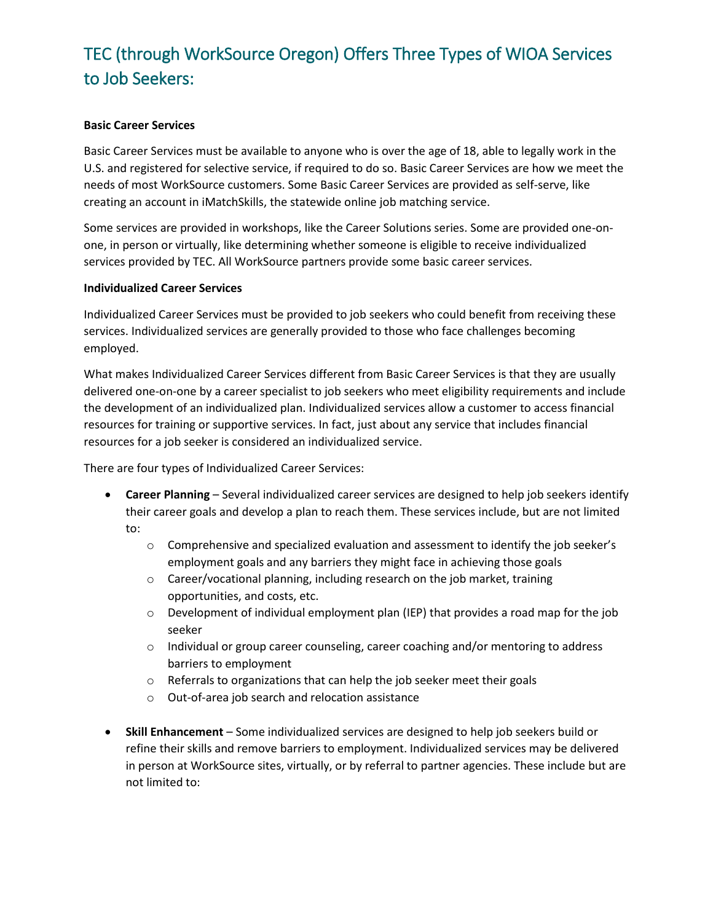## TEC (through WorkSource Oregon) Offers Three Types of WIOA Services to Job Seekers:

**Basic Career Services**

Basic Career Services must be available to anyone who is over the age of 18, able to legally work in the U.S. and registered for selective service, if required to do so. Basic Career Services are how we meet the needs of most WorkSource customers. Some Basic Career Services are provided as self-serve, like creating an account in iMatchSkills, the statewide online job matching service.

Some services are provided in workshops, like the Career Solutions series. Some are provided one-on-one, in person or virtually, like determining whether someone is eligible to receive individualized services provided by TEC. All WorkSource partners provide some basic career services.

**Individualized Career Services**

Individualized Career Services must be provided to job seekers who could benefit from receiving these services. Individualized services are generally provided to those who face challenges becoming employed.

What makes Individualized Career Services different from Basic Career Services is that they are usually delivered one-on-one by a career specialist to job seekers who meet eligibility requirements and include the development of an individualized plan. Individualized services allow a customer to access financial resources for training or supportive services. In fact, just about any service that includes financial resources for a job seeker is considered an individualized service.

There are four types of Individualized Career Services:

- **Career Planning** – Several individualized career services are designed to help job seekers identify their career goals and develop a plan to reach them. These services include, but are not limited to:
  - Comprehensive and specialized evaluation and assessment to identify the job seeker's employment goals and any barriers they might face in achieving those goals
  - Career/vocational planning, including research on the job market, training opportunities, and costs, etc.
  - Development of individual employment plan (IEP) that provides a road map for the job seeker
  - Individual or group career counseling, career coaching and/or mentoring to address barriers to employment
  - Referrals to organizations that can help the job seeker meet their goals
  - Out-of-area job search and relocation assistance

- **Skill Enhancement** – Some individualized services are designed to help job seekers build or refine their skills and remove barriers to employment. Individualized services may be delivered in person at WorkSource sites, virtually, or by referral to partner agencies. These include but are not limited to: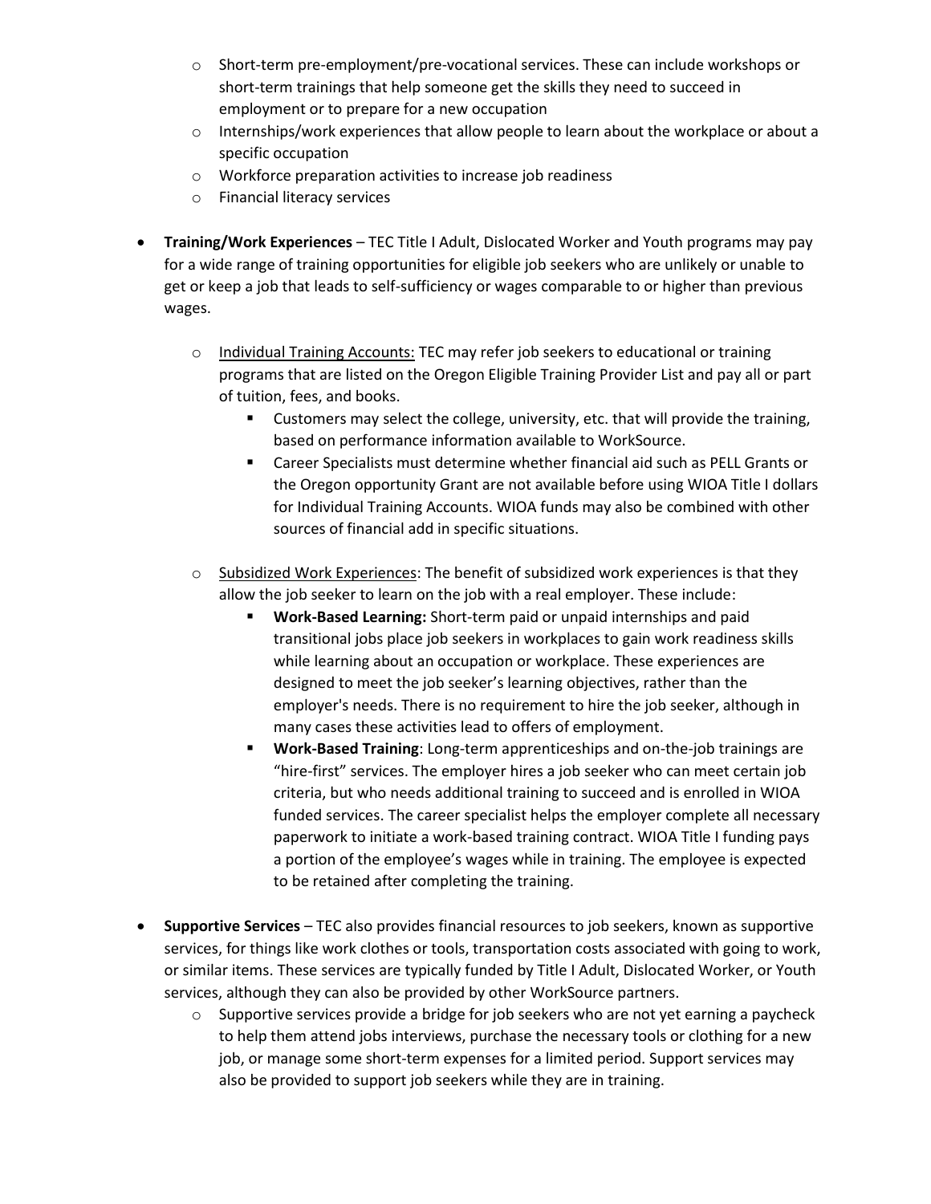- Short-term pre-employment/pre-vocational services. These can include workshops or short-term trainings that help someone get the skills they need to succeed in employment or to prepare for a new occupation
  - Internships/work experiences that allow people to learn about the workplace or about a specific occupation
  - Workforce preparation activities to increase job readiness
  - Financial literacy services

- **Training/Work Experiences** – TEC Title I Adult, Dislocated Worker and Youth programs may pay for a wide range of training opportunities for eligible job seekers who are unlikely or unable to get or keep a job that leads to self-sufficiency or wages comparable to or higher than previous wages.

  - <u>Individual Training Accounts:</u> TEC may refer job seekers to educational or training programs that are listed on the Oregon Eligible Training Provider List and pay all or part of tuition, fees, and books.
    - Customers may select the college, university, etc. that will provide the training, based on performance information available to WorkSource.
    - Career Specialists must determine whether financial aid such as PELL Grants or the Oregon opportunity Grant are not available before using WIOA Title I dollars for Individual Training Accounts. WIOA funds may also be combined with other sources of financial add in specific situations.

  - <u>Subsidized Work Experiences</u>: The benefit of subsidized work experiences is that they allow the job seeker to learn on the job with a real employer. These include:
    - **Work-Based Learning:** Short-term paid or unpaid internships and paid transitional jobs place job seekers in workplaces to gain work readiness skills while learning about an occupation or workplace. These experiences are designed to meet the job seeker's learning objectives, rather than the employer's needs. There is no requirement to hire the job seeker, although in many cases these activities lead to offers of employment.
    - **Work-Based Training**: Long-term apprenticeships and on-the-job trainings are "hire-first" services. The employer hires a job seeker who can meet certain job criteria, but who needs additional training to succeed and is enrolled in WIOA funded services. The career specialist helps the employer complete all necessary paperwork to initiate a work-based training contract. WIOA Title I funding pays a portion of the employee's wages while in training. The employee is expected to be retained after completing the training.

- **Supportive Services** – TEC also provides financial resources to job seekers, known as supportive services, for things like work clothes or tools, transportation costs associated with going to work, or similar items. These services are typically funded by Title I Adult, Dislocated Worker, or Youth services, although they can also be provided by other WorkSource partners.
  - Supportive services provide a bridge for job seekers who are not yet earning a paycheck to help them attend jobs interviews, purchase the necessary tools or clothing for a new job, or manage some short-term expenses for a limited period. Support services may also be provided to support job seekers while they are in training.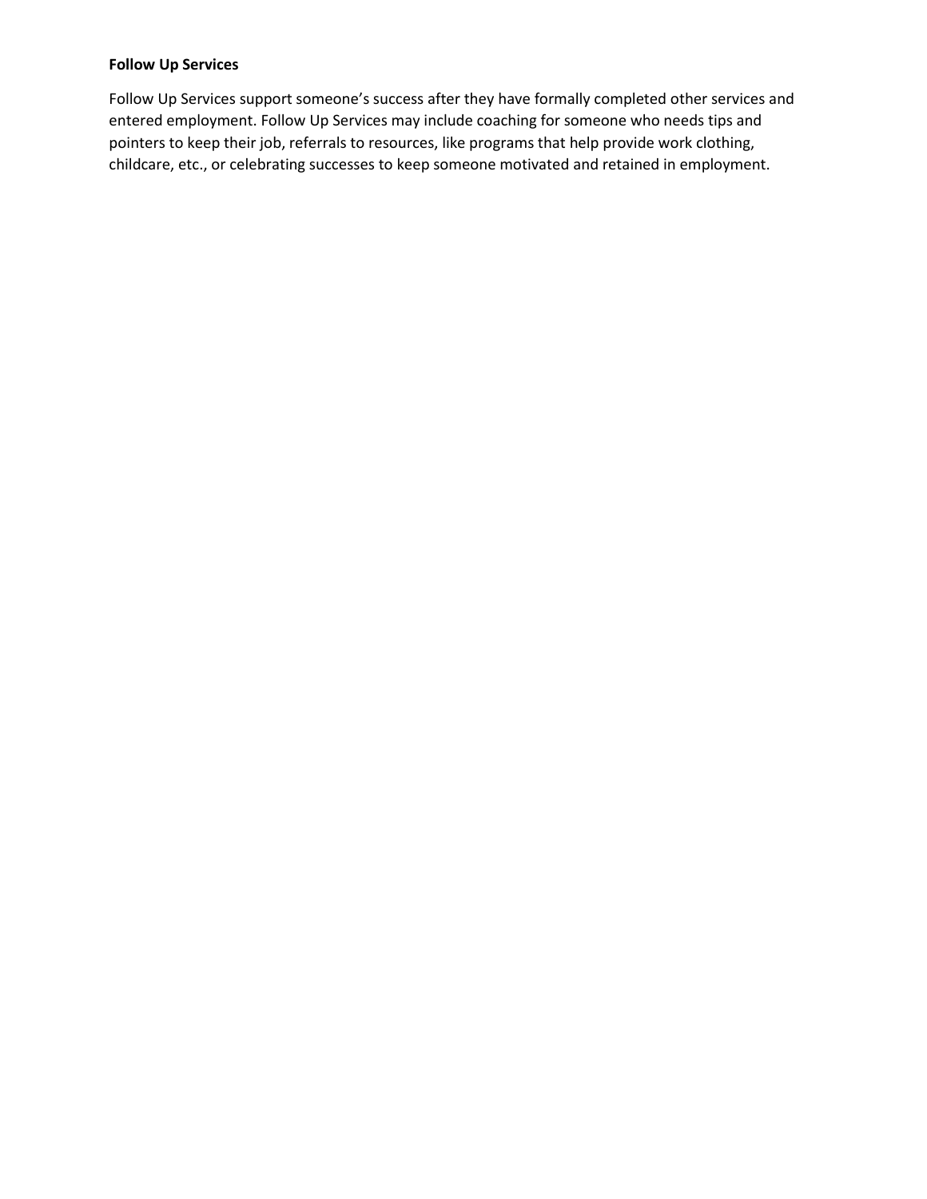**Follow Up Services**

Follow Up Services support someone's success after they have formally completed other services and entered employment. Follow Up Services may include coaching for someone who needs tips and pointers to keep their job, referrals to resources, like programs that help provide work clothing, childcare, etc., or celebrating successes to keep someone motivated and retained in employment.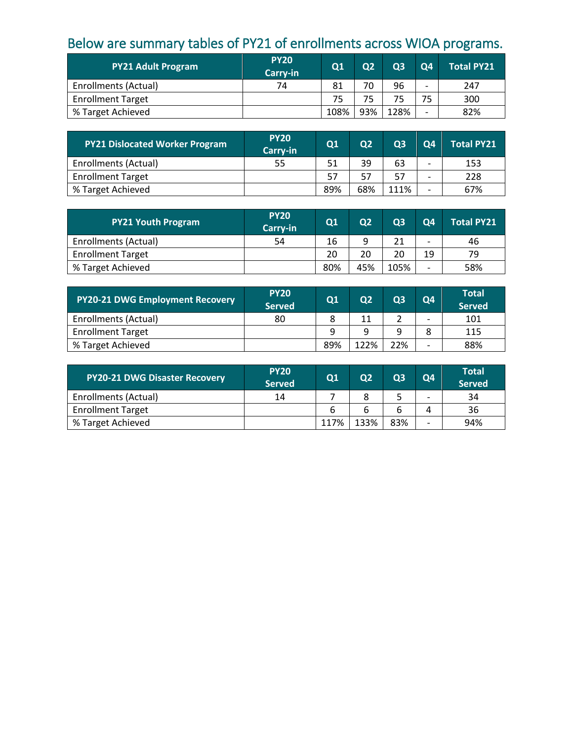## Below are summary tables of PY21 of enrollments across WIOA programs.

| PY21 Adult Program | PY20 Carry-in | Q1 | Q2 | Q3 | Q4 | Total PY21 |
|---|---|---|---|---|---|---|
| Enrollments (Actual) | 74 | 81 | 70 | 96 | - | 247 |
| Enrollment Target | | 75 | 75 | 75 | 75 | 300 |
| % Target Achieved | | 108% | 93% | 128% | - | 82% |

| PY21 Dislocated Worker Program | PY20 Carry-in | Q1 | Q2 | Q3 | Q4 | Total PY21 |
|---|---|---|---|---|---|---|
| Enrollments (Actual) | 55 | 51 | 39 | 63 | - | 153 |
| Enrollment Target | | 57 | 57 | 57 | - | 228 |
| % Target Achieved | | 89% | 68% | 111% | - | 67% |

| PY21 Youth Program | PY20 Carry-in | Q1 | Q2 | Q3 | Q4 | Total PY21 |
|---|---|---|---|---|---|---|
| Enrollments (Actual) | 54 | 16 | 9 | 21 | - | 46 |
| Enrollment Target | | 20 | 20 | 20 | 19 | 79 |
| % Target Achieved | | 80% | 45% | 105% | - | 58% |

| PY20-21 DWG Employment Recovery | PY20 Served | Q1 | Q2 | Q3 | Q4 | Total Served |
|---|---|---|---|---|---|---|
| Enrollments (Actual) | 80 | 8 | 11 | 2 | - | 101 |
| Enrollment Target | | 9 | 9 | 9 | 8 | 115 |
| % Target Achieved | | 89% | 122% | 22% | - | 88% |

| PY20-21 DWG Disaster Recovery | PY20 Served | Q1 | Q2 | Q3 | Q4 | Total Served |
|---|---|---|---|---|---|---|
| Enrollments (Actual) | 14 | 7 | 8 | 5 | - | 34 |
| Enrollment Target | | 6 | 6 | 6 | 4 | 36 |
| % Target Achieved | | 117% | 133% | 83% | - | 94% |